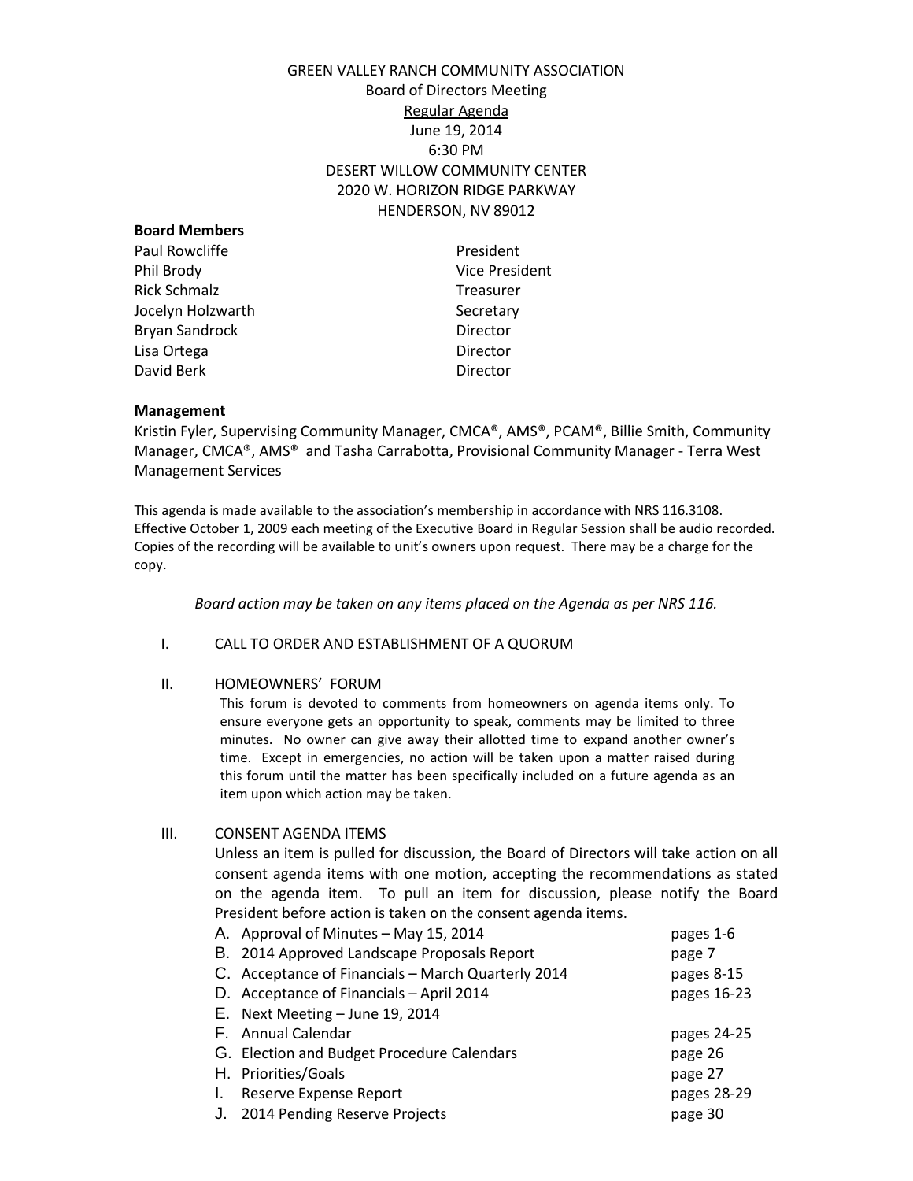# GREEN VALLEY RANCH COMMUNITY ASSOCIATION

Board of Directors Meeting

Regular Agenda

June 19, 2014

6:30 PM

DESERT WILLOW COMMUNITY CENTER

2020 W. HORIZON RIDGE PARKWAY

HENDERSON, NV 89012

**Board Members**

| | |
|---|---|
| Paul Rowcliffe | President |
| Phil Brody | Vice President |
| Rick Schmalz | Treasurer |
| Jocelyn Holzwarth | Secretary |
| Bryan Sandrock | Director |
| Lisa Ortega | Director |
| David Berk | Director |

**Management**

Kristin Fyler, Supervising Community Manager, CMCA®, AMS®, PCAM®, Billie Smith, Community Manager, CMCA®, AMS® and Tasha Carrabotta, Provisional Community Manager - Terra West Management Services

This agenda is made available to the association's membership in accordance with NRS 116.3108. Effective October 1, 2009 each meeting of the Executive Board in Regular Session shall be audio recorded. Copies of the recording will be available to unit's owners upon request. There may be a charge for the copy.

*Board action may be taken on any items placed on the Agenda as per NRS 116.*

I. CALL TO ORDER AND ESTABLISHMENT OF A QUORUM

II. HOMEOWNERS' FORUM

This forum is devoted to comments from homeowners on agenda items only. To ensure everyone gets an opportunity to speak, comments may be limited to three minutes. No owner can give away their allotted time to expand another owner's time. Except in emergencies, no action will be taken upon a matter raised during this forum until the matter has been specifically included on a future agenda as an item upon which action may be taken.

III. CONSENT AGENDA ITEMS

Unless an item is pulled for discussion, the Board of Directors will take action on all consent agenda items with one motion, accepting the recommendations as stated on the agenda item. To pull an item for discussion, please notify the Board President before action is taken on the consent agenda items.

| | | |
|---|---|---|
| A. | Approval of Minutes – May 15, 2014 | pages 1-6 |
| B. | 2014 Approved Landscape Proposals Report | page 7 |
| C. | Acceptance of Financials – March Quarterly 2014 | pages 8-15 |
| D. | Acceptance of Financials – April 2014 | pages 16-23 |
| E. | Next Meeting – June 19, 2014 | |
| F. | Annual Calendar | pages 24-25 |
| G. | Election and Budget Procedure Calendars | page 26 |
| H. | Priorities/Goals | page 27 |
| I. | Reserve Expense Report | pages 28-29 |
| J. | 2014 Pending Reserve Projects | page 30 |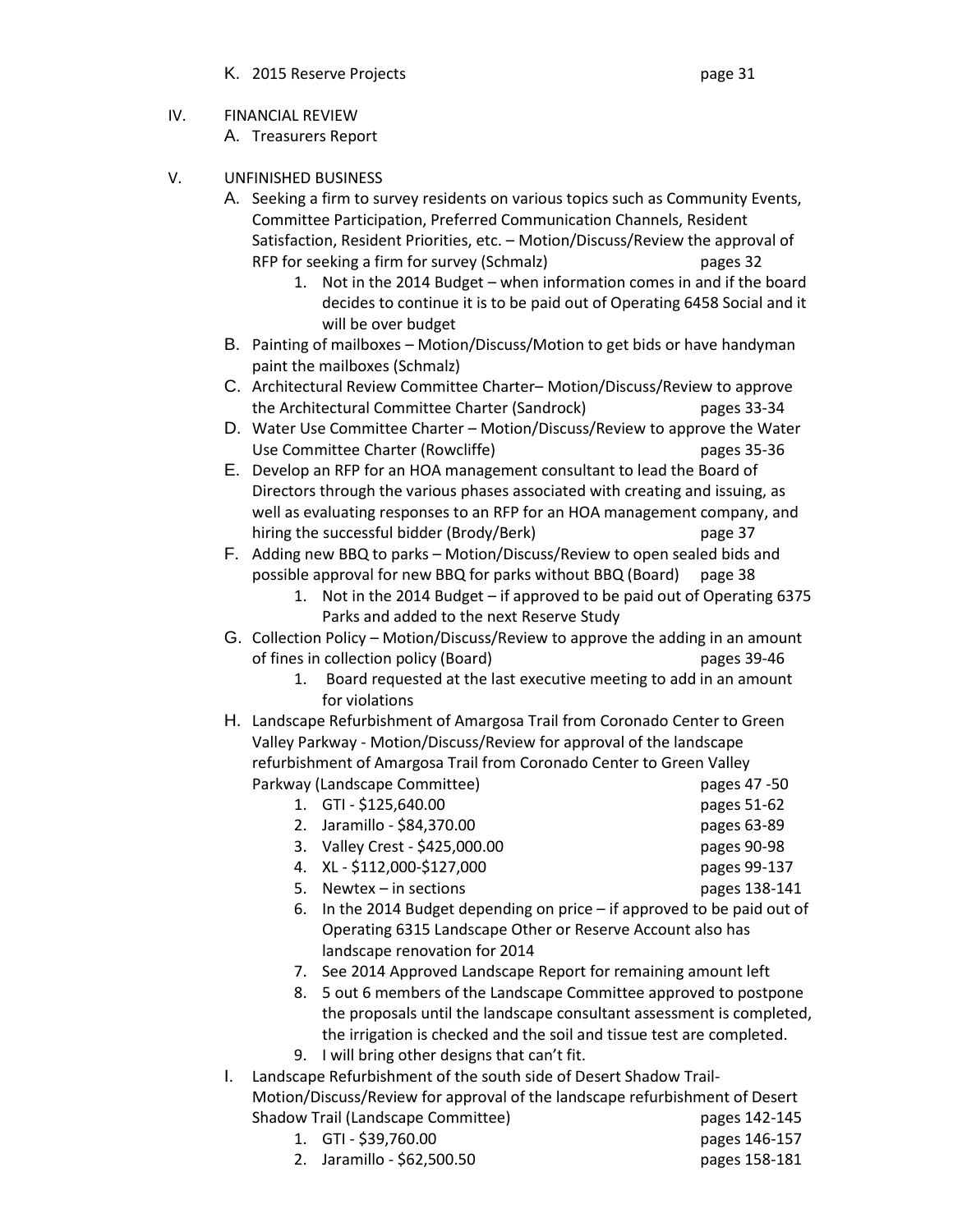K. 2015 Reserve Projects page 31

IV. FINANCIAL REVIEW

A. Treasurers Report

V. UNFINISHED BUSINESS

A. Seeking a firm to survey residents on various topics such as Community Events, Committee Participation, Preferred Communication Channels, Resident Satisfaction, Resident Priorities, etc. – Motion/Discuss/Review the approval of RFP for seeking a firm for survey (Schmalz) pages 32

1. Not in the 2014 Budget – when information comes in and if the board decides to continue it is to be paid out of Operating 6458 Social and it will be over budget

B. Painting of mailboxes – Motion/Discuss/Motion to get bids or have handyman paint the mailboxes (Schmalz)

C. Architectural Review Committee Charter– Motion/Discuss/Review to approve the Architectural Committee Charter (Sandrock) pages 33-34

D. Water Use Committee Charter – Motion/Discuss/Review to approve the Water Use Committee Charter (Rowcliffe) pages 35-36

E. Develop an RFP for an HOA management consultant to lead the Board of Directors through the various phases associated with creating and issuing, as well as evaluating responses to an RFP for an HOA management company, and hiring the successful bidder (Brody/Berk) page 37

F. Adding new BBQ to parks – Motion/Discuss/Review to open sealed bids and possible approval for new BBQ for parks without BBQ (Board) page 38

1. Not in the 2014 Budget – if approved to be paid out of Operating 6375 Parks and added to the next Reserve Study

G. Collection Policy – Motion/Discuss/Review to approve the adding in an amount of fines in collection policy (Board) pages 39-46

1. Board requested at the last executive meeting to add in an amount for violations

H. Landscape Refurbishment of Amargosa Trail from Coronado Center to Green Valley Parkway - Motion/Discuss/Review for approval of the landscape refurbishment of Amargosa Trail from Coronado Center to Green Valley Parkway (Landscape Committee) pages 47 -50

1. GTI - $125,640.00 pages 51-62
2. Jaramillo - $84,370.00 pages 63-89
3. Valley Crest - $425,000.00 pages 90-98
4. XL - $112,000-$127,000 pages 99-137
5. Newtex – in sections pages 138-141
6. In the 2014 Budget depending on price – if approved to be paid out of Operating 6315 Landscape Other or Reserve Account also has landscape renovation for 2014
7. See 2014 Approved Landscape Report for remaining amount left
8. 5 out 6 members of the Landscape Committee approved to postpone the proposals until the landscape consultant assessment is completed, the irrigation is checked and the soil and tissue test are completed.
9. I will bring other designs that can't fit.

I. Landscape Refurbishment of the south side of Desert Shadow Trail- Motion/Discuss/Review for approval of the landscape refurbishment of Desert Shadow Trail (Landscape Committee) pages 142-145

1. GTI - $39,760.00 pages 146-157
2. Jaramillo - $62,500.50 pages 158-181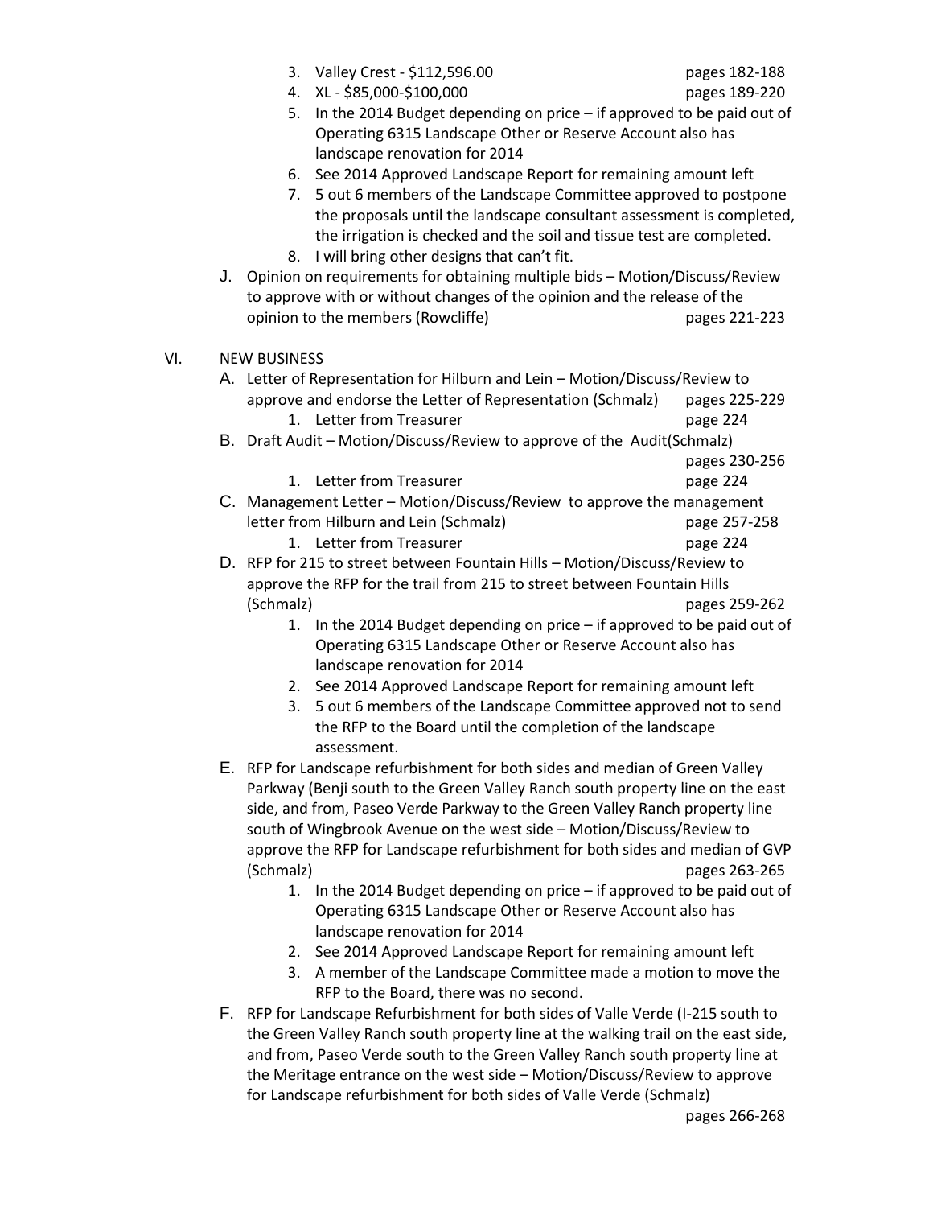3. Valley Crest - $112,596.00 pages 182-188
4. XL - $85,000-$100,000 pages 189-220
5. In the 2014 Budget depending on price – if approved to be paid out of Operating 6315 Landscape Other or Reserve Account also has landscape renovation for 2014
6. See 2014 Approved Landscape Report for remaining amount left
7. 5 out 6 members of the Landscape Committee approved to postpone the proposals until the landscape consultant assessment is completed, the irrigation is checked and the soil and tissue test are completed.
8. I will bring other designs that can't fit.

J. Opinion on requirements for obtaining multiple bids – Motion/Discuss/Review to approve with or without changes of the opinion and the release of the opinion to the members (Rowcliffe) pages 221-223

VI. NEW BUSINESS

A. Letter of Representation for Hilburn and Lein – Motion/Discuss/Review to approve and endorse the Letter of Representation (Schmalz) pages 225-229
   1. Letter from Treasurer page 224

B. Draft Audit – Motion/Discuss/Review to approve of the Audit(Schmalz) pages 230-256
   1. Letter from Treasurer page 224

C. Management Letter – Motion/Discuss/Review to approve the management letter from Hilburn and Lein (Schmalz) page 257-258
   1. Letter from Treasurer page 224

D. RFP for 215 to street between Fountain Hills – Motion/Discuss/Review to approve the RFP for the trail from 215 to street between Fountain Hills (Schmalz) pages 259-262
   1. In the 2014 Budget depending on price – if approved to be paid out of Operating 6315 Landscape Other or Reserve Account also has landscape renovation for 2014
   2. See 2014 Approved Landscape Report for remaining amount left
   3. 5 out 6 members of the Landscape Committee approved not to send the RFP to the Board until the completion of the landscape assessment.

E. RFP for Landscape refurbishment for both sides and median of Green Valley Parkway (Benji south to the Green Valley Ranch south property line on the east side, and from, Paseo Verde Parkway to the Green Valley Ranch property line south of Wingbrook Avenue on the west side – Motion/Discuss/Review to approve the RFP for Landscape refurbishment for both sides and median of GVP (Schmalz) pages 263-265
   1. In the 2014 Budget depending on price – if approved to be paid out of Operating 6315 Landscape Other or Reserve Account also has landscape renovation for 2014
   2. See 2014 Approved Landscape Report for remaining amount left
   3. A member of the Landscape Committee made a motion to move the RFP to the Board, there was no second.

F. RFP for Landscape Refurbishment for both sides of Valle Verde (I-215 south to the Green Valley Ranch south property line at the walking trail on the east side, and from, Paseo Verde south to the Green Valley Ranch south property line at the Meritage entrance on the west side – Motion/Discuss/Review to approve for Landscape refurbishment for both sides of Valle Verde (Schmalz) pages 266-268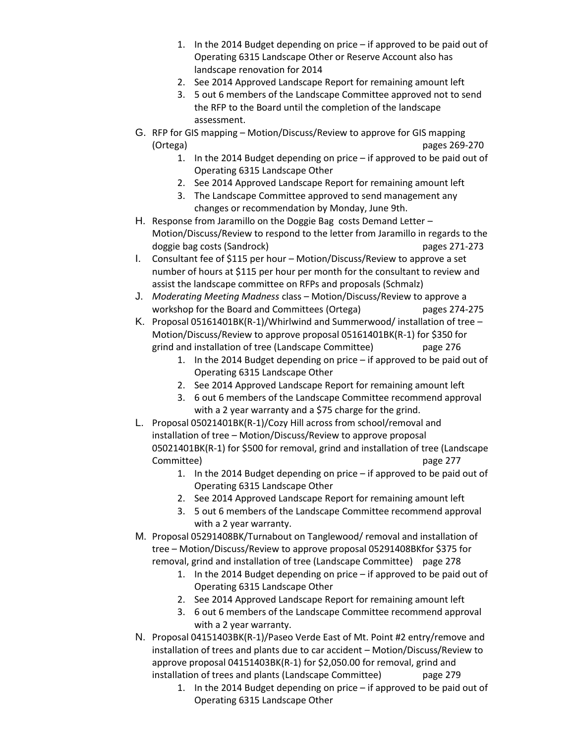1. In the 2014 Budget depending on price – if approved to be paid out of Operating 6315 Landscape Other or Reserve Account also has landscape renovation for 2014
2. See 2014 Approved Landscape Report for remaining amount left
3. 5 out 6 members of the Landscape Committee approved not to send the RFP to the Board until the completion of the landscape assessment.

G. RFP for GIS mapping – Motion/Discuss/Review to approve for GIS mapping (Ortega) pages 269-270
   1. In the 2014 Budget depending on price – if approved to be paid out of Operating 6315 Landscape Other
   2. See 2014 Approved Landscape Report for remaining amount left
   3. The Landscape Committee approved to send management any changes or recommendation by Monday, June 9th.

H. Response from Jaramillo on the Doggie Bag costs Demand Letter – Motion/Discuss/Review to respond to the letter from Jaramillo in regards to the doggie bag costs (Sandrock) pages 271-273

I. Consultant fee of $115 per hour – Motion/Discuss/Review to approve a set number of hours at $115 per hour per month for the consultant to review and assist the landscape committee on RFPs and proposals (Schmalz)

J. *Moderating Meeting Madness* class – Motion/Discuss/Review to approve a workshop for the Board and Committees (Ortega) pages 274-275

K. Proposal 05161401BK(R-1)/Whirlwind and Summerwood/ installation of tree – Motion/Discuss/Review to approve proposal 05161401BK(R-1) for $350 for grind and installation of tree (Landscape Committee) page 276
   1. In the 2014 Budget depending on price – if approved to be paid out of Operating 6315 Landscape Other
   2. See 2014 Approved Landscape Report for remaining amount left
   3. 6 out 6 members of the Landscape Committee recommend approval with a 2 year warranty and a $75 charge for the grind.

L. Proposal 05021401BK(R-1)/Cozy Hill across from school/removal and installation of tree – Motion/Discuss/Review to approve proposal 05021401BK(R-1) for $500 for removal, grind and installation of tree (Landscape Committee) page 277
   1. In the 2014 Budget depending on price – if approved to be paid out of Operating 6315 Landscape Other
   2. See 2014 Approved Landscape Report for remaining amount left
   3. 5 out 6 members of the Landscape Committee recommend approval with a 2 year warranty.

M. Proposal 05291408BK/Turnabout on Tanglewood/ removal and installation of tree – Motion/Discuss/Review to approve proposal 05291408BKfor $375 for removal, grind and installation of tree (Landscape Committee) page 278
   1. In the 2014 Budget depending on price – if approved to be paid out of Operating 6315 Landscape Other
   2. See 2014 Approved Landscape Report for remaining amount left
   3. 6 out 6 members of the Landscape Committee recommend approval with a 2 year warranty.

N. Proposal 04151403BK(R-1)/Paseo Verde East of Mt. Point #2 entry/remove and installation of trees and plants due to car accident – Motion/Discuss/Review to approve proposal 04151403BK(R-1) for $2,050.00 for removal, grind and installation of trees and plants (Landscape Committee) page 279
   1. In the 2014 Budget depending on price – if approved to be paid out of Operating 6315 Landscape Other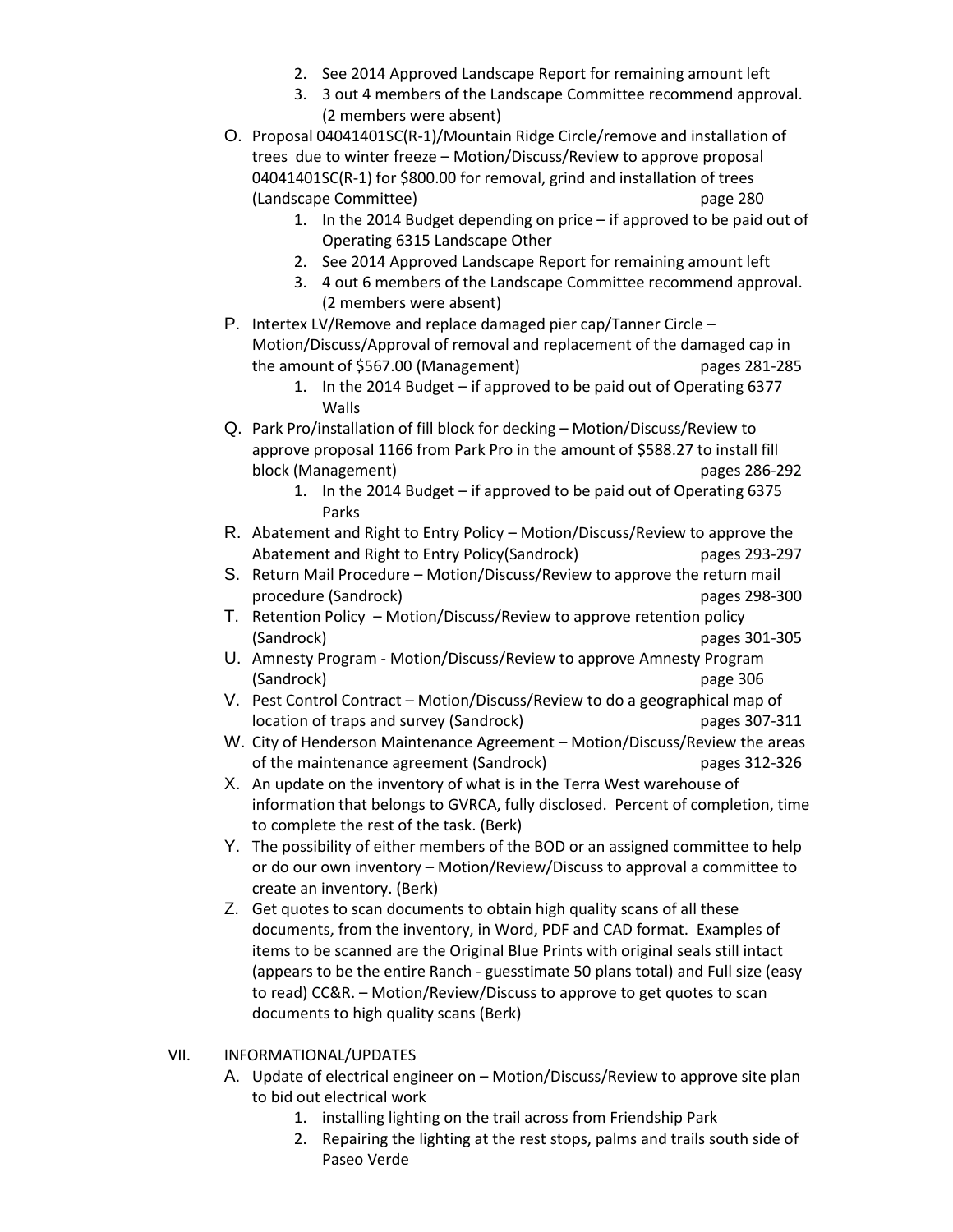2. See 2014 Approved Landscape Report for remaining amount left
3. 3 out 4 members of the Landscape Committee recommend approval. (2 members were absent)

O. Proposal 04041401SC(R-1)/Mountain Ridge Circle/remove and installation of trees due to winter freeze – Motion/Discuss/Review to approve proposal 04041401SC(R-1) for $800.00 for removal, grind and installation of trees (Landscape Committee) page 280
   1. In the 2014 Budget depending on price – if approved to be paid out of Operating 6315 Landscape Other
   2. See 2014 Approved Landscape Report for remaining amount left
   3. 4 out 6 members of the Landscape Committee recommend approval. (2 members were absent)

P. Intertex LV/Remove and replace damaged pier cap/Tanner Circle – Motion/Discuss/Approval of removal and replacement of the damaged cap in the amount of $567.00 (Management) pages 281-285
   1. In the 2014 Budget – if approved to be paid out of Operating 6377 Walls

Q. Park Pro/installation of fill block for decking – Motion/Discuss/Review to approve proposal 1166 from Park Pro in the amount of $588.27 to install fill block (Management) pages 286-292
   1. In the 2014 Budget – if approved to be paid out of Operating 6375 Parks

R. Abatement and Right to Entry Policy – Motion/Discuss/Review to approve the Abatement and Right to Entry Policy(Sandrock) pages 293-297

S. Return Mail Procedure – Motion/Discuss/Review to approve the return mail procedure (Sandrock) pages 298-300

T. Retention Policy – Motion/Discuss/Review to approve retention policy (Sandrock) pages 301-305

U. Amnesty Program - Motion/Discuss/Review to approve Amnesty Program (Sandrock) page 306

V. Pest Control Contract – Motion/Discuss/Review to do a geographical map of location of traps and survey (Sandrock) pages 307-311

W. City of Henderson Maintenance Agreement – Motion/Discuss/Review the areas of the maintenance agreement (Sandrock) pages 312-326

X. An update on the inventory of what is in the Terra West warehouse of information that belongs to GVRCA, fully disclosed. Percent of completion, time to complete the rest of the task. (Berk)

Y. The possibility of either members of the BOD or an assigned committee to help or do our own inventory – Motion/Review/Discuss to approval a committee to create an inventory. (Berk)

Z. Get quotes to scan documents to obtain high quality scans of all these documents, from the inventory, in Word, PDF and CAD format. Examples of items to be scanned are the Original Blue Prints with original seals still intact (appears to be the entire Ranch - guesstimate 50 plans total) and Full size (easy to read) CC&R. – Motion/Review/Discuss to approve to get quotes to scan documents to high quality scans (Berk)

VII. INFORMATIONAL/UPDATES

A. Update of electrical engineer on – Motion/Discuss/Review to approve site plan to bid out electrical work
   1. installing lighting on the trail across from Friendship Park
   2. Repairing the lighting at the rest stops, palms and trails south side of Paseo Verde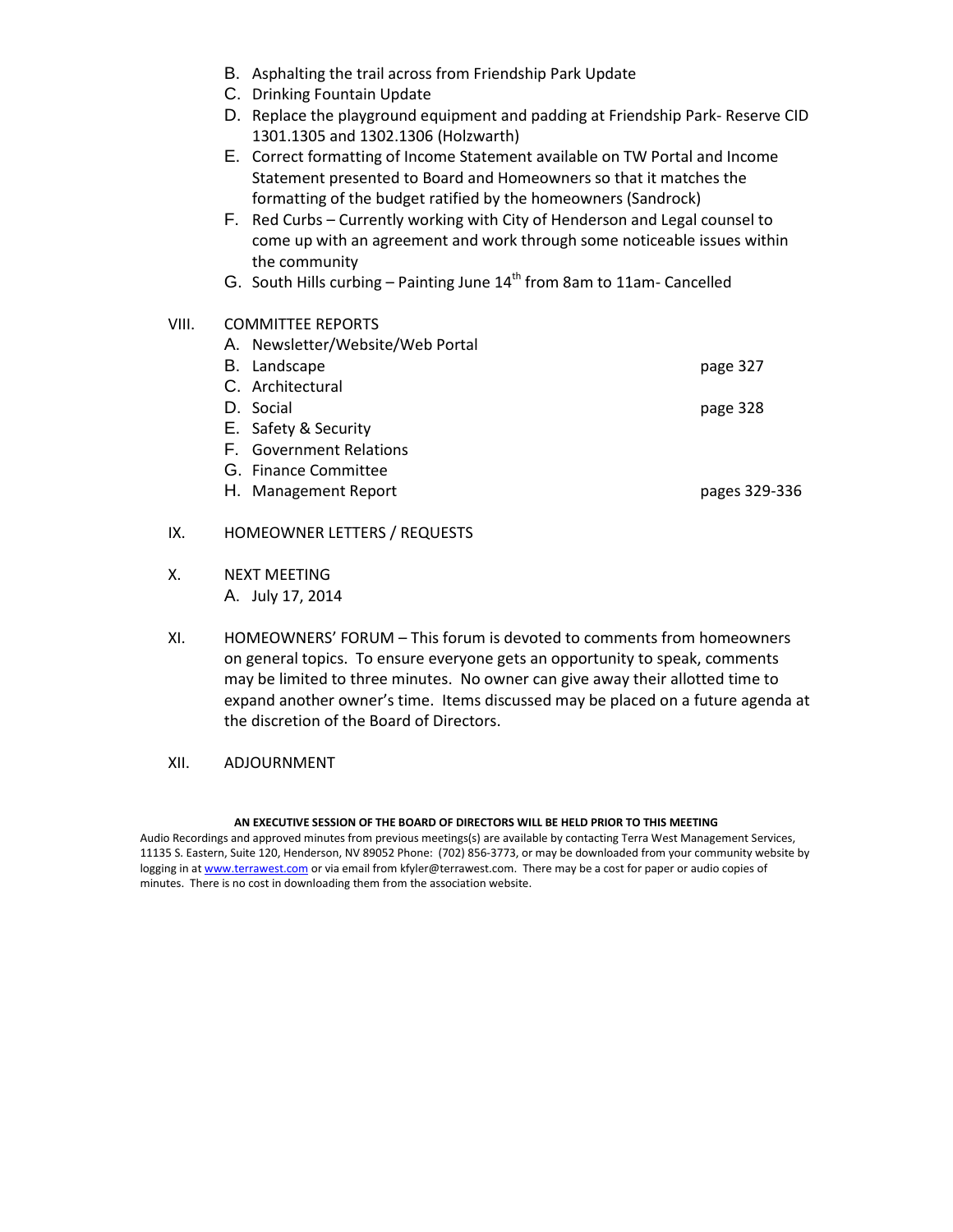B. Asphalting the trail across from Friendship Park Update
C. Drinking Fountain Update
D. Replace the playground equipment and padding at Friendship Park- Reserve CID 1301.1305 and 1302.1306 (Holzwarth)
E. Correct formatting of Income Statement available on TW Portal and Income Statement presented to Board and Homeowners so that it matches the formatting of the budget ratified by the homeowners (Sandrock)
F. Red Curbs – Currently working with City of Henderson and Legal counsel to come up with an agreement and work through some noticeable issues within the community
G. South Hills curbing – Painting June 14th from 8am to 11am- Cancelled

VIII. COMMITTEE REPORTS

A. Newsletter/Website/Web Portal
B. Landscape — page 327
C. Architectural
D. Social — page 328
E. Safety & Security
F. Government Relations
G. Finance Committee
H. Management Report — pages 329-336

IX. HOMEOWNER LETTERS / REQUESTS

X. NEXT MEETING

A. July 17, 2014

XI. HOMEOWNERS' FORUM – This forum is devoted to comments from homeowners on general topics. To ensure everyone gets an opportunity to speak, comments may be limited to three minutes. No owner can give away their allotted time to expand another owner's time. Items discussed may be placed on a future agenda at the discretion of the Board of Directors.

XII. ADJOURNMENT

**AN EXECUTIVE SESSION OF THE BOARD OF DIRECTORS WILL BE HELD PRIOR TO THIS MEETING**

Audio Recordings and approved minutes from previous meetings(s) are available by contacting Terra West Management Services, 11135 S. Eastern, Suite 120, Henderson, NV 89052 Phone: (702) 856-3773, or may be downloaded from your community website by logging in at www.terrawest.com or via email from kfyler@terrawest.com. There may be a cost for paper or audio copies of minutes. There is no cost in downloading them from the association website.